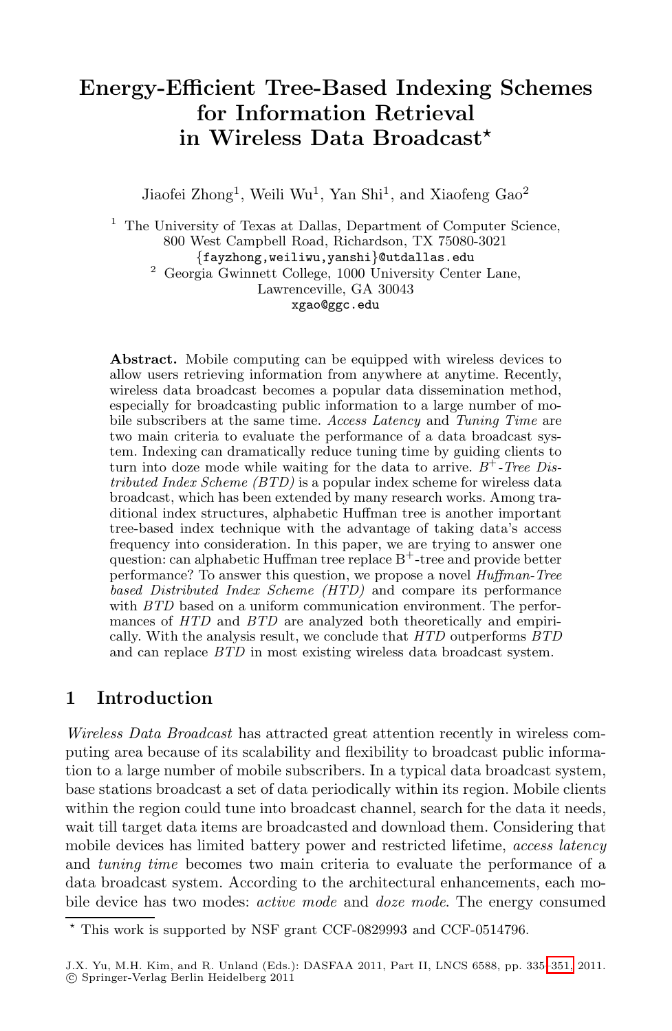# Energy-Efficient Tree-Based Indexing Schemes for Information Retrieval in Wireless Data Broadcast*

Jiaofei Zhong[1], Weili Wu[1], Yan Shi[1], and Xiaofeng Gao[2]

[1] The University of Texas at Dallas, Department of Computer Science, 800 West Campbell Road, Richardson, TX 75080-3021
{fayzhong,weiliwu,yanshi}@utdallas.edu

[2] Georgia Gwinnett College, 1000 University Center Lane, Lawrenceville, GA 30043
xgao@ggc.edu

**Abstract.** Mobile computing can be equipped with wireless devices to allow users retrieving information from anywhere at anytime. Recently, wireless data broadcast becomes a popular data dissemination method, especially for broadcasting public information to a large number of mobile subscribers at the same time. *Access Latency* and *Tuning Time* are two main criteria to evaluate the performance of a data broadcast system. Indexing can dramatically reduce tuning time by guiding clients to turn into doze mode while waiting for the data to arrive. *$B^+$-Tree Distributed Index Scheme (BTD)* is a popular index scheme for wireless data broadcast, which has been extended by many research works. Among traditional index structures, alphabetic Huffman tree is another important tree-based index technique with the advantage of taking data's access frequency into consideration. In this paper, we are trying to answer one question: can alphabetic Huffman tree replace $B^+$-tree and provide better performance? To answer this question, we propose a novel *Huffman-Tree based Distributed Index Scheme (HTD)* and compare its performance with *BTD* based on a uniform communication environment. The performances of *HTD* and *BTD* are analyzed both theoretically and empirically. With the analysis result, we conclude that *HTD* outperforms *BTD* and can replace *BTD* in most existing wireless data broadcast system.

## 1 Introduction

*Wireless Data Broadcast* has attracted great attention recently in wireless computing area because of its scalability and flexibility to broadcast public information to a large number of mobile subscribers. In a typical data broadcast system, base stations broadcast a set of data periodically within its region. Mobile clients within the region could tune into broadcast channel, search for the data it needs, wait till target data items are broadcasted and download them. Considering that mobile devices has limited battery power and restricted lifetime, *access latency* and *tuning time* becomes two main criteria to evaluate the performance of a data broadcast system. According to the architectural enhancements, each mobile device has two modes: *active mode* and *doze mode*. The energy consumed

* This work is supported by NSF grant CCF-0829993 and CCF-0514796.

J.X. Yu, M.H. Kim, and R. Unland (Eds.): DASFAA 2011, Part II, LNCS 6588, pp. 335–351, 2011.
© Springer-Verlag Berlin Heidelberg 2011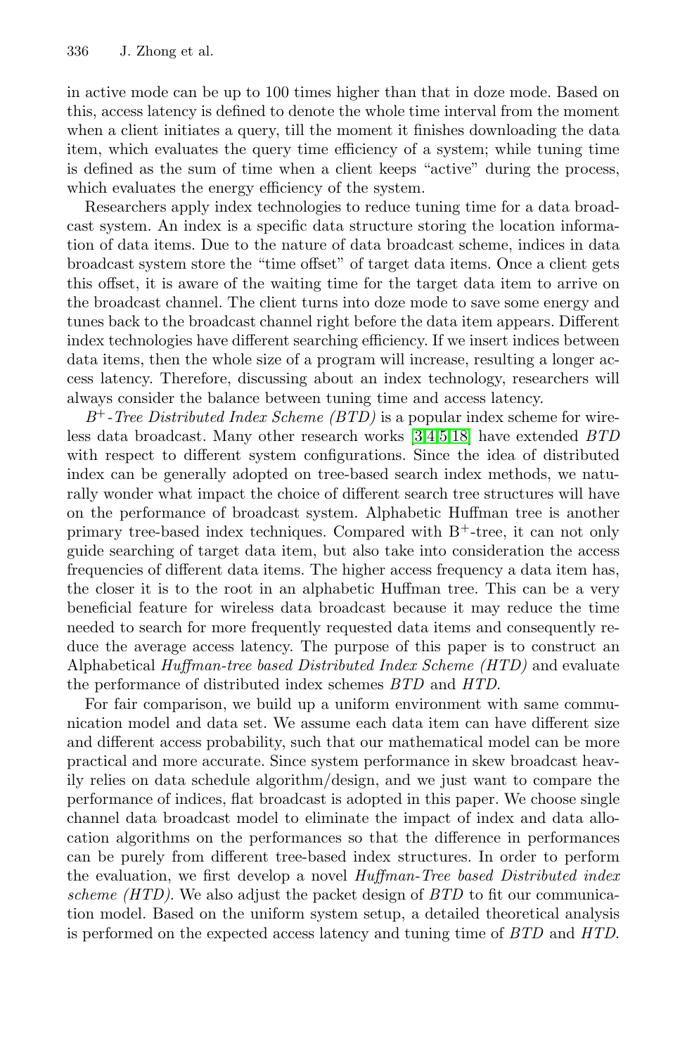in active mode can be up to 100 times higher than that in doze mode. Based on this, access latency is defined to denote the whole time interval from the moment when a client initiates a query, till the moment it finishes downloading the data item, which evaluates the query time efficiency of a system; while tuning time is defined as the sum of time when a client keeps "active" during the process, which evaluates the energy efficiency of the system.

Researchers apply index technologies to reduce tuning time for a data broadcast system. An index is a specific data structure storing the location information of data items. Due to the nature of data broadcast scheme, indices in data broadcast system store the "time offset" of target data items. Once a client gets this offset, it is aware of the waiting time for the target data item to arrive on the broadcast channel. The client turns into doze mode to save some energy and tunes back to the broadcast channel right before the data item appears. Different index technologies have different searching efficiency. If we insert indices between data items, then the whole size of a program will increase, resulting a longer access latency. Therefore, discussing about an index technology, researchers will always consider the balance between tuning time and access latency.

*$B^+$-Tree Distributed Index Scheme (BTD)* is a popular index scheme for wireless data broadcast. Many other research works [3,4,5,18] have extended *BTD* with respect to different system configurations. Since the idea of distributed index can be generally adopted on tree-based search index methods, we naturally wonder what impact the choice of different search tree structures will have on the performance of broadcast system. Alphabetic Huffman tree is another primary tree-based index techniques. Compared with $B^+$-tree, it can not only guide searching of target data item, but also take into consideration the access frequencies of different data items. The higher access frequency a data item has, the closer it is to the root in an alphabetic Huffman tree. This can be a very beneficial feature for wireless data broadcast because it may reduce the time needed to search for more frequently requested data items and consequently reduce the average access latency. The purpose of this paper is to construct an Alphabetical *Huffman-tree based Distributed Index Scheme (HTD)* and evaluate the performance of distributed index schemes *BTD* and *HTD*.

For fair comparison, we build up a uniform environment with same communication model and data set. We assume each data item can have different size and different access probability, such that our mathematical model can be more practical and more accurate. Since system performance in skew broadcast heavily relies on data schedule algorithm/design, and we just want to compare the performance of indices, flat broadcast is adopted in this paper. We choose single channel data broadcast model to eliminate the impact of index and data allocation algorithms on the performances so that the difference in performances can be purely from different tree-based index structures. In order to perform the evaluation, we first develop a novel *Huffman-Tree based Distributed index scheme (HTD)*. We also adjust the packet design of *BTD* to fit our communication model. Based on the uniform system setup, a detailed theoretical analysis is performed on the expected access latency and tuning time of *BTD* and *HTD*.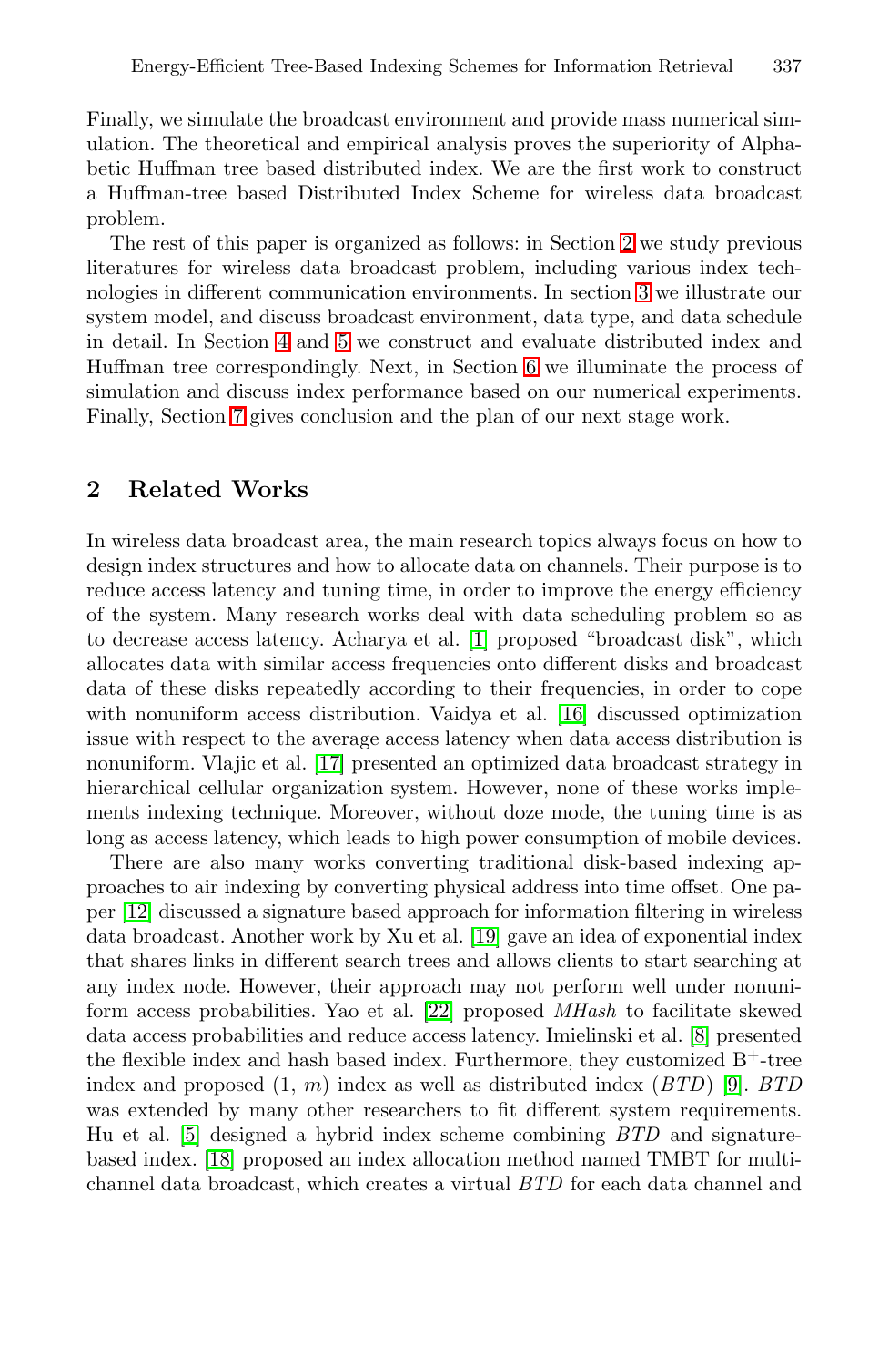Finally, we simulate the broadcast environment and provide mass numerical simulation. The theoretical and empirical analysis proves the superiority of Alphabetic Huffman tree based distributed index. We are the first work to construct a Huffman-tree based Distributed Index Scheme for wireless data broadcast problem.

The rest of this paper is organized as follows: in Section 2 we study previous literatures for wireless data broadcast problem, including various index technologies in different communication environments. In section 3 we illustrate our system model, and discuss broadcast environment, data type, and data schedule in detail. In Section 4 and 5 we construct and evaluate distributed index and Huffman tree correspondingly. Next, in Section 6 we illuminate the process of simulation and discuss index performance based on our numerical experiments. Finally, Section 7 gives conclusion and the plan of our next stage work.

## 2 Related Works

In wireless data broadcast area, the main research topics always focus on how to design index structures and how to allocate data on channels. Their purpose is to reduce access latency and tuning time, in order to improve the energy efficiency of the system. Many research works deal with data scheduling problem so as to decrease access latency. Acharya et al. [1] proposed "broadcast disk", which allocates data with similar access frequencies onto different disks and broadcast data of these disks repeatedly according to their frequencies, in order to cope with nonuniform access distribution. Vaidya et al. [16] discussed optimization issue with respect to the average access latency when data access distribution is nonuniform. Vlajic et al. [17] presented an optimized data broadcast strategy in hierarchical cellular organization system. However, none of these works implements indexing technique. Moreover, without doze mode, the tuning time is as long as access latency, which leads to high power consumption of mobile devices.

There are also many works converting traditional disk-based indexing approaches to air indexing by converting physical address into time offset. One paper [12] discussed a signature based approach for information filtering in wireless data broadcast. Another work by Xu et al. [19] gave an idea of exponential index that shares links in different search trees and allows clients to start searching at any index node. However, their approach may not perform well under nonuniform access probabilities. Yao et al. [22] proposed *MHash* to facilitate skewed data access probabilities and reduce access latency. Imielinski et al. [8] presented the flexible index and hash based index. Furthermore, they customized $B^+$-tree index and proposed (1, $m$) index as well as distributed index (*BTD*) [9]. *BTD* was extended by many other researchers to fit different system requirements. Hu et al. [5] designed a hybrid index scheme combining *BTD* and signature-based index. [18] proposed an index allocation method named TMBT for multi-channel data broadcast, which creates a virtual *BTD* for each data channel and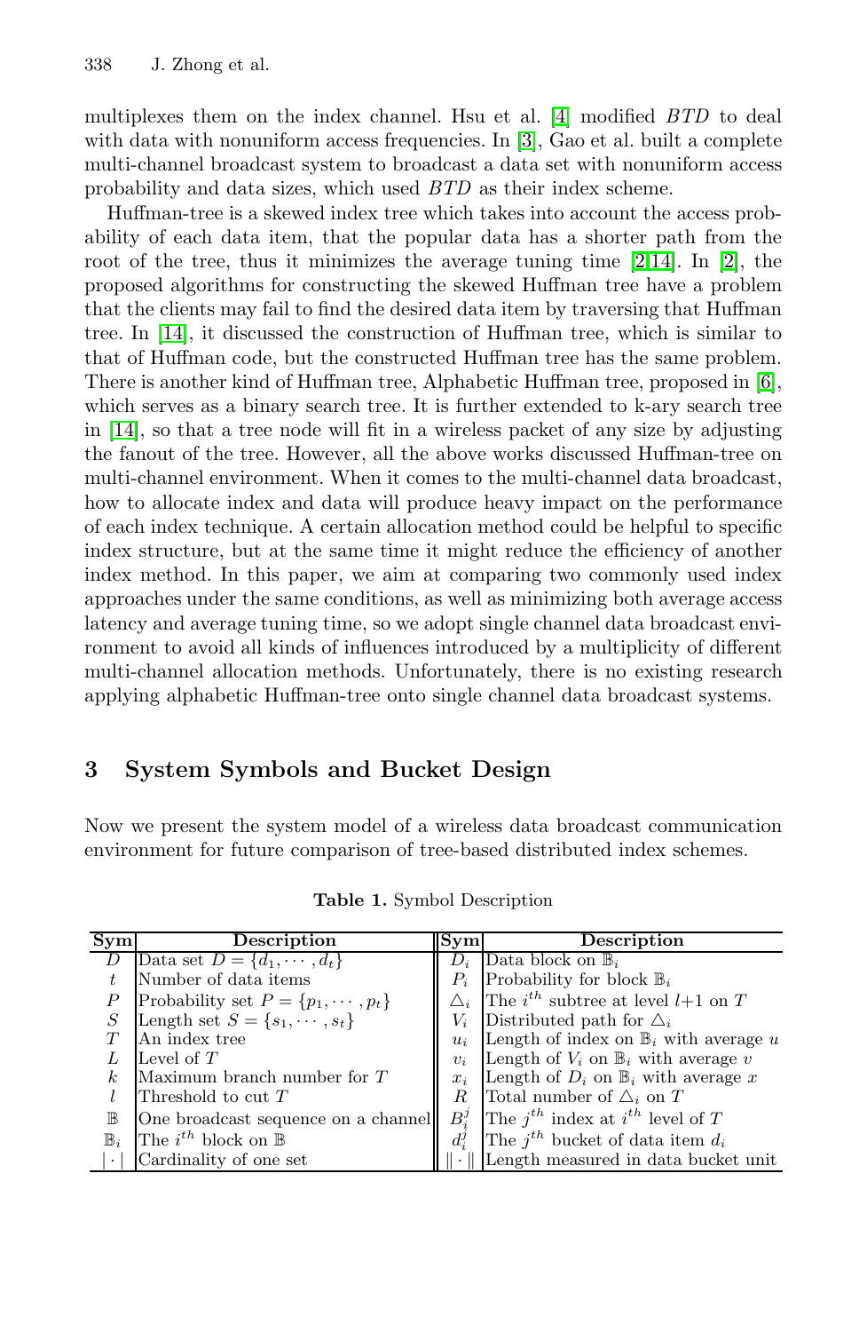multiplexes them on the index channel. Hsu et al. [4] modified *BTD* to deal with data with nonuniform access frequencies. In [3], Gao et al. built a complete multi-channel broadcast system to broadcast a data set with nonuniform access probability and data sizes, which used *BTD* as their index scheme.

Huffman-tree is a skewed index tree which takes into account the access probability of each data item, that the popular data has a shorter path from the root of the tree, thus it minimizes the average tuning time [2,14]. In [2], the proposed algorithms for constructing the skewed Huffman tree have a problem that the clients may fail to find the desired data item by traversing that Huffman tree. In [14], it discussed the construction of Huffman tree, which is similar to that of Huffman code, but the constructed Huffman tree has the same problem. There is another kind of Huffman tree, Alphabetic Huffman tree, proposed in [6], which serves as a binary search tree. It is further extended to k-ary search tree in [14], so that a tree node will fit in a wireless packet of any size by adjusting the fanout of the tree. However, all the above works discussed Huffman-tree on multi-channel environment. When it comes to the multi-channel data broadcast, how to allocate index and data will produce heavy impact on the performance of each index technique. A certain allocation method could be helpful to specific index structure, but at the same time it might reduce the efficiency of another index method. In this paper, we aim at comparing two commonly used index approaches under the same conditions, as well as minimizing both average access latency and average tuning time, so we adopt single channel data broadcast environment to avoid all kinds of influences introduced by a multiplicity of different multi-channel allocation methods. Unfortunately, there is no existing research applying alphabetic Huffman-tree onto single channel data broadcast systems.

## 3 System Symbols and Bucket Design

Now we present the system model of a wireless data broadcast communication environment for future comparison of tree-based distributed index schemes.

**Table 1.** Symbol Description

| Sym | Description | Sym | Description |
|---|---|---|---|
| $D$ | Data set $D = \{d_1, \cdots, d_t\}$ | $D_i$ | Data block on $\mathbb{B}_i$ |
| $t$ | Number of data items | $P_i$ | Probability for block $\mathbb{B}_i$ |
| $P$ | Probability set $P = \{p_1, \cdots, p_t\}$ | $\triangle_i$ | The $i^{th}$ subtree at level $l$+1 on $T$ |
| $S$ | Length set $S = \{s_1, \cdots, s_t\}$ | $V_i$ | Distributed path for $\triangle_i$ |
| $T$ | An index tree | $u_i$ | Length of index on $\mathbb{B}_i$ with average $u$ |
| $L$ | Level of $T$ | $v_i$ | Length of $V_i$ on $\mathbb{B}_i$ with average $v$ |
| $k$ | Maximum branch number for $T$ | $x_i$ | Length of $D_i$ on $\mathbb{B}_i$ with average $x$ |
| $l$ | Threshold to cut $T$ | $R$ | Total number of $\triangle_i$ on $T$ |
| $\mathbb{B}$ | One broadcast sequence on a channel | $B_i^j$ | The $j^{th}$ index at $i^{th}$ level of $T$ |
| $\mathbb{B}_i$ | The $i^{th}$ block on $\mathbb{B}$ | $d_i^j$ | The $j^{th}$ bucket of data item $d_i$ |
| $\vert \cdot \vert$ | Cardinality of one set | $\Vert \cdot \Vert$ | Length measured in data bucket unit |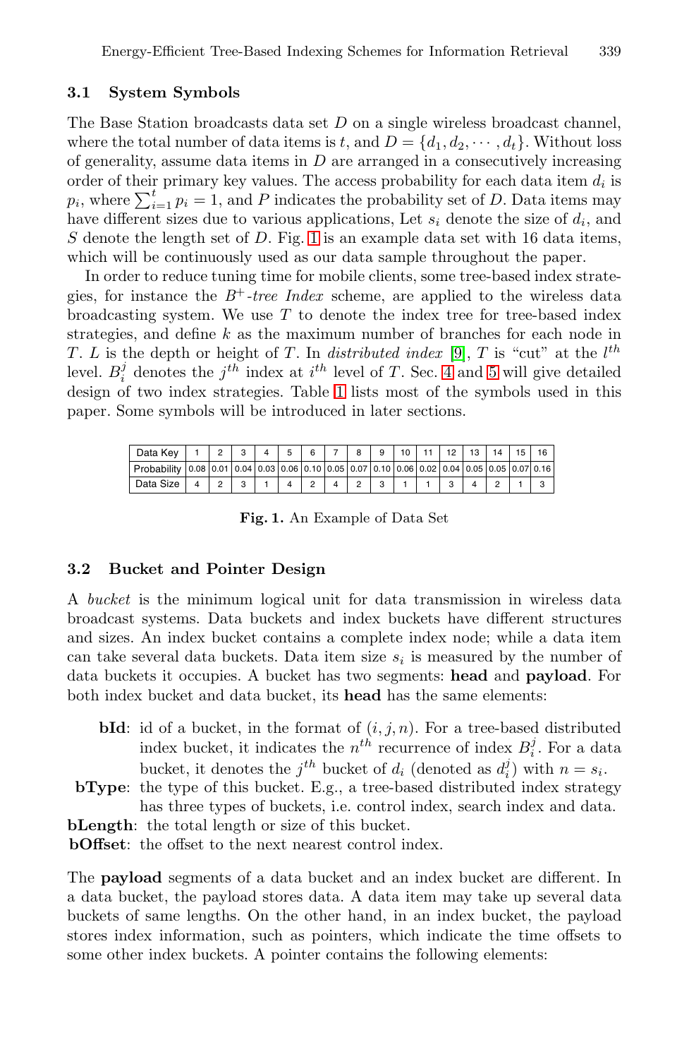### 3.1 System Symbols

The Base Station broadcasts data set $D$ on a single wireless broadcast channel, where the total number of data items is $t$, and $D = \{d_1, d_2, \cdots, d_t\}$. Without loss of generality, assume data items in $D$ are arranged in a consecutively increasing order of their primary key values. The access probability for each data item $d_i$ is $p_i$, where $\sum_{i=1}^{t} p_i = 1$, and $P$ indicates the probability set of $D$. Data items may have different sizes due to various applications, Let $s_i$ denote the size of $d_i$, and $S$ denote the length set of $D$. Fig. 1 is an example data set with 16 data items, which will be continuously used as our data sample throughout the paper.

In order to reduce tuning time for mobile clients, some tree-based index strategies, for instance the *$B^+$-tree Index* scheme, are applied to the wireless data broadcasting system. We use $T$ to denote the index tree for tree-based index strategies, and define $k$ as the maximum number of branches for each node in $T$. $L$ is the depth or height of $T$. In *distributed index* [9], $T$ is "cut" at the $l^{th}$ level. $B_i^j$ denotes the $j^{th}$ index at $i^{th}$ level of $T$. Sec. 4 and 5 will give detailed design of two index strategies. Table 1 lists most of the symbols used in this paper. Some symbols will be introduced in later sections.

| Data Key | 1 | 2 | 3 | 4 | 5 | 6 | 7 | 8 | 9 | 10 | 11 | 12 | 13 | 14 | 15 | 16 |
|---|---|---|---|---|---|---|---|---|---|---|---|---|---|---|---|---|
| Probability | 0.08 | 0.01 | 0.04 | 0.03 | 0.06 | 0.10 | 0.05 | 0.07 | 0.10 | 0.06 | 0.02 | 0.04 | 0.05 | 0.05 | 0.07 | 0.16 |
| Data Size | 4 | 2 | 3 | 1 | 4 | 2 | 4 | 2 | 3 | 1 | 1 | 3 | 4 | 2 | 1 | 3 |

**Fig. 1.** An Example of Data Set

### 3.2 Bucket and Pointer Design

A *bucket* is the minimum logical unit for data transmission in wireless data broadcast systems. Data buckets and index buckets have different structures and sizes. An index bucket contains a complete index node; while a data item can take several data buckets. Data item size $s_i$ is measured by the number of data buckets it occupies. A bucket has two segments: **head** and **payload**. For both index bucket and data bucket, its **head** has the same elements:

- **bId**: id of a bucket, in the format of $(i, j, n)$. For a tree-based distributed index bucket, it indicates the $n^{th}$ recurrence of index $B_i^j$. For a data bucket, it denotes the $j^{th}$ bucket of $d_i$ (denoted as $d_i^j$) with $n = s_i$.
- **bType**: the type of this bucket. E.g., a tree-based distributed index strategy has three types of buckets, i.e. control index, search index and data.
- **bLength**: the total length or size of this bucket.
- **bOffset**: the offset to the next nearest control index.

The **payload** segments of a data bucket and an index bucket are different. In a data bucket, the payload stores data. A data item may take up several data buckets of same lengths. On the other hand, in an index bucket, the payload stores index information, such as pointers, which indicate the time offsets to some other index buckets. A pointer contains the following elements: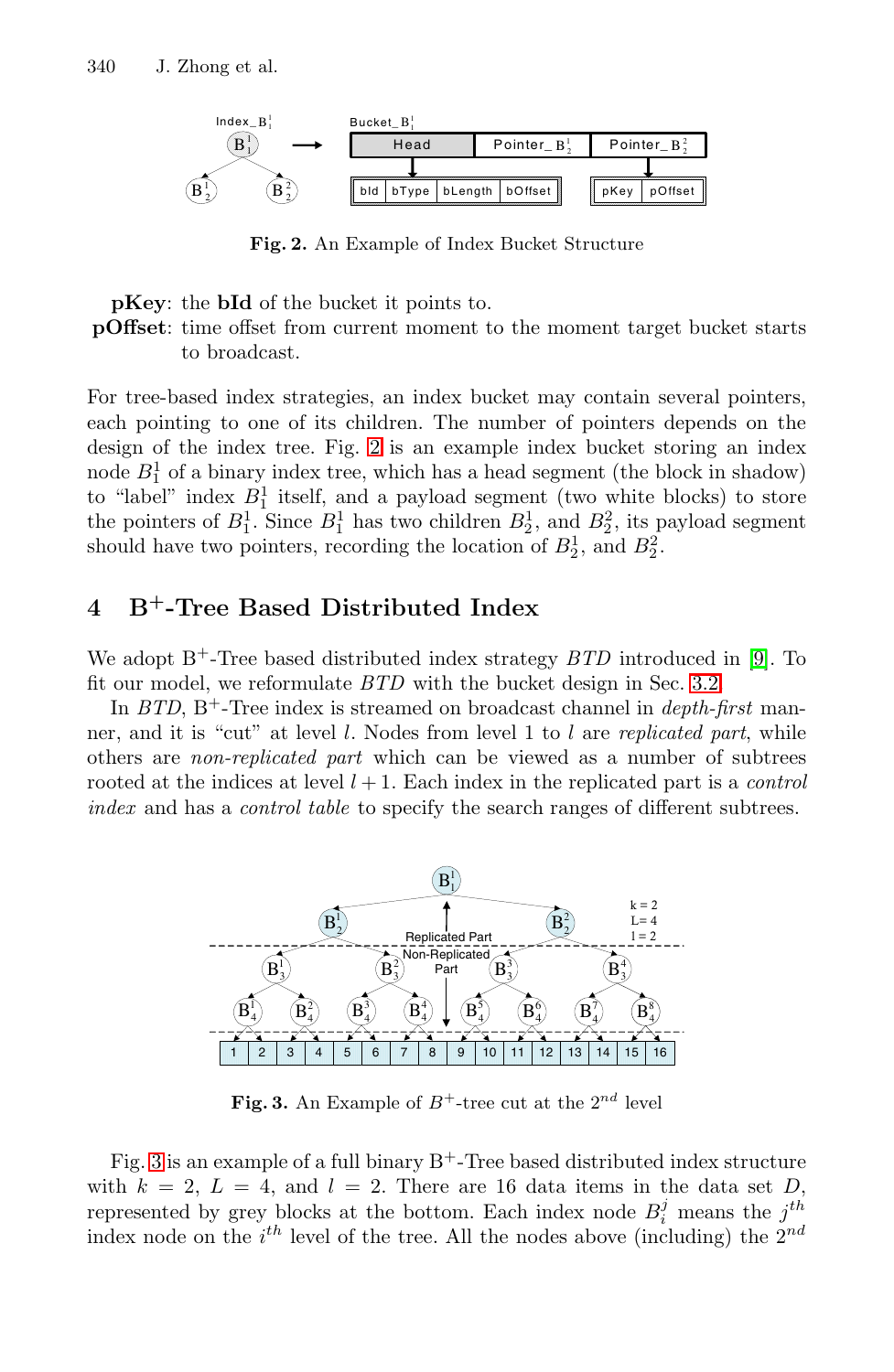**Fig. 2.** An Example of Index Bucket Structure

**pKey**: the **bId** of the bucket it points to.

**pOffset**: time offset from current moment to the moment target bucket starts to broadcast.

For tree-based index strategies, an index bucket may contain several pointers, each pointing to one of its children. The number of pointers depends on the design of the index tree. Fig. 2 is an example index bucket storing an index node $B_1^1$ of a binary index tree, which has a head segment (the block in shadow) to "label" index $B_1^1$ itself, and a payload segment (two white blocks) to store the pointers of $B_1^1$. Since $B_1^1$ has two children $B_2^1$, and $B_2^2$, its payload segment should have two pointers, recording the location of $B_2^1$, and $B_2^2$.

## 4 B+-Tree Based Distributed Index

We adopt B+-Tree based distributed index strategy *BTD* introduced in [9]. To fit our model, we reformulate *BTD* with the bucket design in Sec. 3.2.

In *BTD*, B+-Tree index is streamed on broadcast channel in *depth-first* manner, and it is "cut" at level $l$. Nodes from level 1 to $l$ are *replicated part*, while others are *non-replicated part* which can be viewed as a number of subtrees rooted at the indices at level $l+1$. Each index in the replicated part is a *control index* and has a *control table* to specify the search ranges of different subtrees.

**Fig. 3.** An Example of $B^+$-tree cut at the $2^{nd}$ level

Fig. 3 is an example of a full binary B+-Tree based distributed index structure with $k = 2$, $L = 4$, and $l = 2$. There are 16 data items in the data set $D$, represented by grey blocks at the bottom. Each index node $B_i^j$ means the $j^{th}$ index node on the $i^{th}$ level of the tree. All the nodes above (including) the $2^{nd}$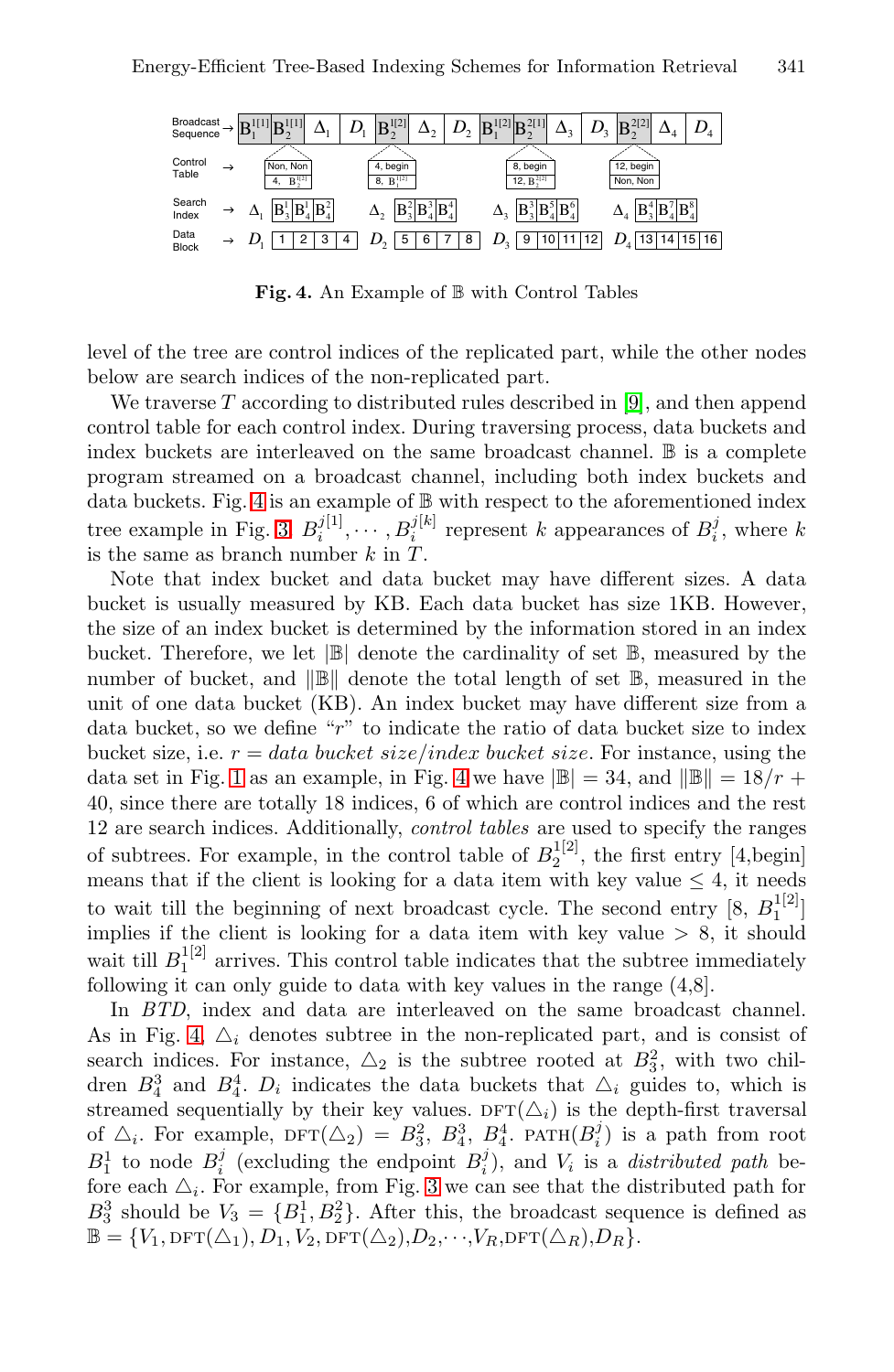Fig. 4. An Example of $\mathbb{B}$ with Control Tables

level of the tree are control indices of the replicated part, while the other nodes below are search indices of the non-replicated part.

We traverse $T$ according to distributed rules described in [9], and then append control table for each control index. During traversing process, data buckets and index buckets are interleaved on the same broadcast channel. $\mathbb{B}$ is a complete program streamed on a broadcast channel, including both index buckets and data buckets. Fig. 4 is an example of $\mathbb{B}$ with respect to the aforementioned index tree example in Fig. 3. $B_i^{j[1]}, \cdots, B_i^{j[k]}$ represent $k$ appearances of $B_i^j$, where $k$ is the same as branch number $k$ in $T$.

Note that index bucket and data bucket may have different sizes. A data bucket is usually measured by KB. Each data bucket has size 1KB. However, the size of an index bucket is determined by the information stored in an index bucket. Therefore, we let $|\mathbb{B}|$ denote the cardinality of set $\mathbb{B}$, measured by the number of bucket, and $\|\mathbb{B}\|$ denote the total length of set $\mathbb{B}$, measured in the unit of one data bucket (KB). An index bucket may have different size from a data bucket, so we define "$r$" to indicate the ratio of data bucket size to index bucket size, i.e. $r = \textit{data bucket size}/\textit{index bucket size}$. For instance, using the data set in Fig. 1 as an example, in Fig. 4 we have $|\mathbb{B}| = 34$, and $\|\mathbb{B}\| = 18/r + 40$, since there are totally 18 indices, 6 of which are control indices and the rest 12 are search indices. Additionally, *control tables* are used to specify the ranges of subtrees. For example, in the control table of $B_2^{1[2]}$, the first entry [4,begin] means that if the client is looking for a data item with key value $\leq 4$, it needs to wait till the beginning of next broadcast cycle. The second entry [8, $B_1^{1[2]}$] implies if the client is looking for a data item with key value $> 8$, it should wait till $B_1^{1[2]}$ arrives. This control table indicates that the subtree immediately following it can only guide to data with key values in the range (4,8].

In *BTD*, index and data are interleaved on the same broadcast channel. As in Fig. 4, $\triangle_i$ denotes subtree in the non-replicated part, and is consist of search indices. For instance, $\triangle_2$ is the subtree rooted at $B_3^2$, with two children $B_4^3$ and $B_4^4$. $D_i$ indicates the data buckets that $\triangle_i$ guides to, which is streamed sequentially by their key values. $\text{DFT}(\triangle_i)$ is the depth-first traversal of $\triangle_i$. For example, $\text{DFT}(\triangle_2) = B_3^2,\ B_4^3,\ B_4^4$. $\text{PATH}(B_i^j)$ is a path from root $B_1^1$ to node $B_i^j$ (excluding the endpoint $B_i^j$), and $V_i$ is a *distributed path* before each $\triangle_i$. For example, from Fig. 3 we can see that the distributed path for $B_3^3$ should be $V_3 = \{B_1^1, B_2^2\}$. After this, the broadcast sequence is defined as $\mathbb{B} = \{V_1, \text{DFT}(\triangle_1), D_1, V_2, \text{DFT}(\triangle_2), D_2, \cdots, V_R, \text{DFT}(\triangle_R), D_R\}$.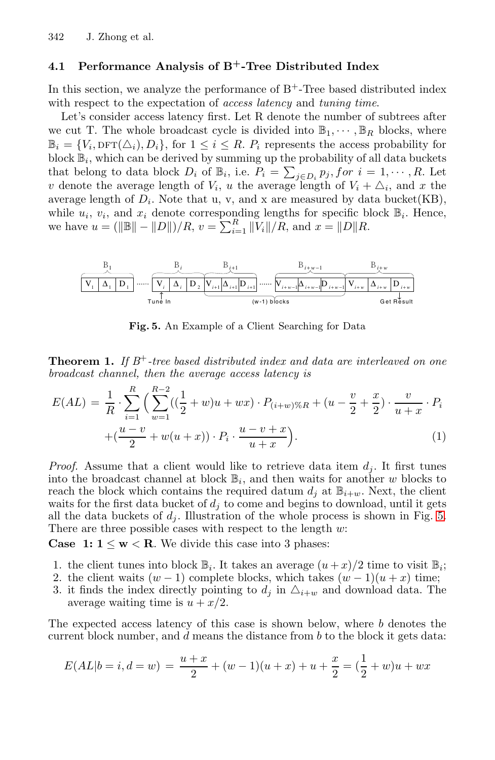### 4.1 Performance Analysis of B$^+$-Tree Distributed Index

In this section, we analyze the performance of B$^+$-Tree based distributed index with respect to the expectation of *access latency* and *tuning time*.

Let's consider access latency first. Let R denote the number of subtrees after we cut T. The whole broadcast cycle is divided into $\mathbb{B}_1, \cdots, \mathbb{B}_R$ blocks, where $\mathbb{B}_i = \{V_i, \text{DFT}(\triangle_i), D_i\}$, for $1 \leq i \leq R$. $P_i$ represents the access probability for block $\mathbb{B}_i$, which can be derived by summing up the probability of all data buckets that belong to data block $D_i$ of $\mathbb{B}_i$, i.e. $P_i = \sum_{j \in D_i} p_j, for\ i = 1, \cdots, R$. Let $v$ denote the average length of $V_i$, $u$ the average length of $V_i + \triangle_i$, and $x$ the average length of $D_i$. Note that u, v, and x are measured by data bucket(KB), while $u_i$, $v_i$, and $x_i$ denote corresponding lengths for specific block $\mathbb{B}_i$. Hence, we have $u = (\|\mathbb{B}\| - \|D\|)/R$, $v = \sum_{i=1}^{R} \|V_i\|/R$, and $x = \|D\|R$.

**Fig. 5.** An Example of a Client Searching for Data

**Theorem 1.** *If $B^+$-tree based distributed index and data are interleaved on one broadcast channel, then the average access latency is*

$$E(AL) = \frac{1}{R} \cdot \sum_{i=1}^{R} \Big( \sum_{w=1}^{R-2} ((\frac{1}{2} + w)u + wx) \cdot P_{(i+w)\%R} + (u - \frac{v}{2} + \frac{x}{2}) \cdot \frac{v}{u+x} \cdot P_i + (\frac{u-v}{2} + w(u+x)) \cdot P_i \cdot \frac{u-v+x}{u+x} \Big). \quad (1)$$

*Proof.* Assume that a client would like to retrieve data item $d_j$. It first tunes into the broadcast channel at block $\mathbb{B}_i$, and then waits for another $w$ blocks to reach the block which contains the required datum $d_j$ at $\mathbb{B}_{i+w}$. Next, the client waits for the first data bucket of $d_j$ to come and begins to download, until it gets all the data buckets of $d_j$. Illustration of the whole process is shown in Fig. 5. There are three possible cases with respect to the length $w$:

**Case 1: $1 \leq w < R$**. We divide this case into 3 phases:

1. the client tunes into block $\mathbb{B}_i$. It takes an average $(u + x)/2$ time to visit $\mathbb{B}_i$;
2. the client waits $(w - 1)$ complete blocks, which takes $(w - 1)(u + x)$ time;
3. it finds the index directly pointing to $d_j$ in $\triangle_{i+w}$ and download data. The average waiting time is $u + x/2$.

The expected access latency of this case is shown below, where $b$ denotes the current block number, and $d$ means the distance from $b$ to the block it gets data:

$$E(AL|b = i, d = w) = \frac{u + x}{2} + (w - 1)(u + x) + u + \frac{x}{2} = (\frac{1}{2} + w)u + wx$$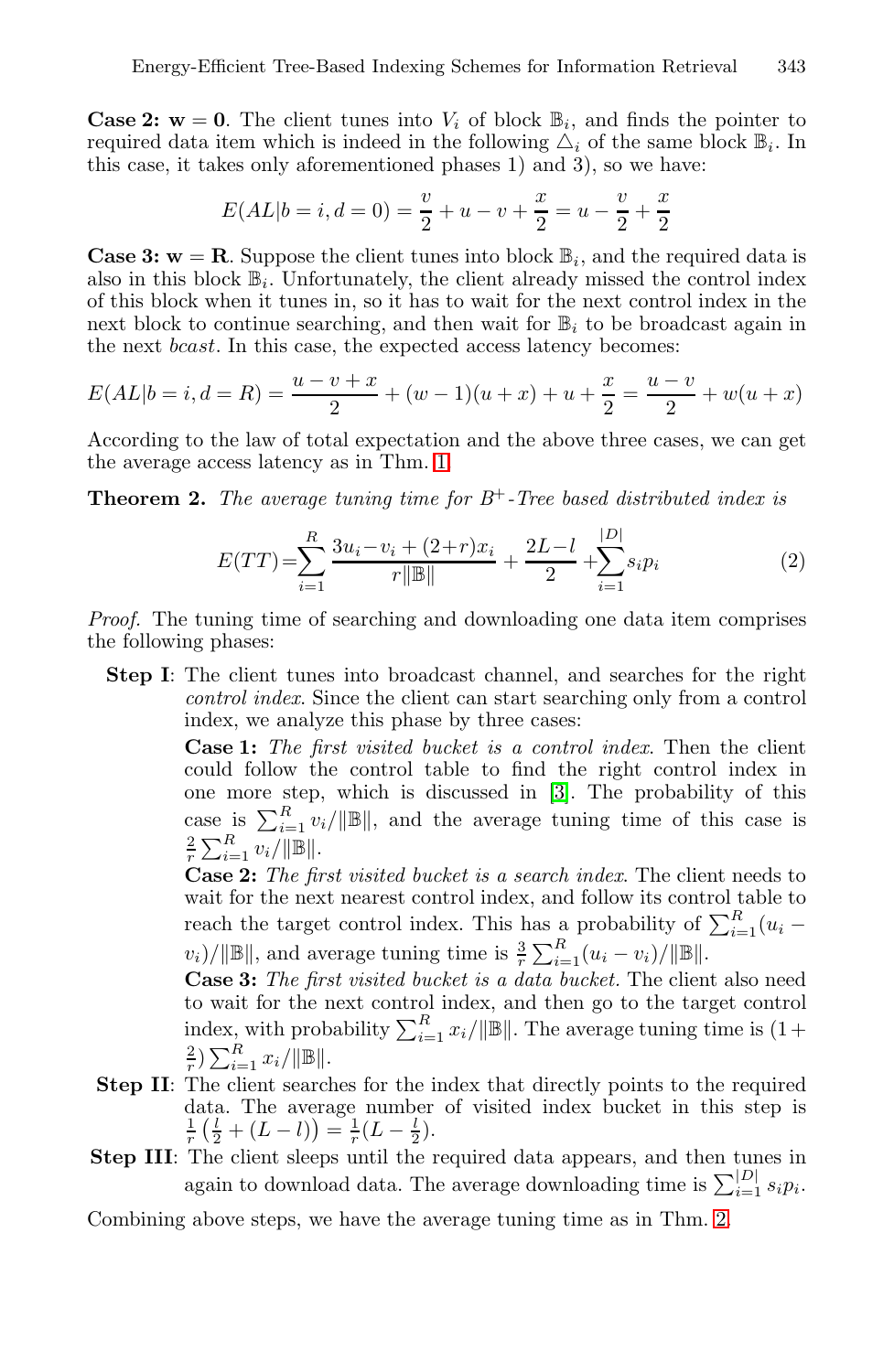**Case 2: w = 0**. The client tunes into $V_i$ of block $\mathbb{B}_i$, and finds the pointer to required data item which is indeed in the following $\triangle_i$ of the same block $\mathbb{B}_i$. In this case, it takes only aforementioned phases 1) and 3), so we have:

$$E(AL|b=i,d=0) = \frac{v}{2} + u - v + \frac{x}{2} = u - \frac{v}{2} + \frac{x}{2}$$

**Case 3: w = R**. Suppose the client tunes into block $\mathbb{B}_i$, and the required data is also in this block $\mathbb{B}_i$. Unfortunately, the client already missed the control index of this block when it tunes in, so it has to wait for the next control index in the next block to continue searching, and then wait for $\mathbb{B}_i$ to be broadcast again in the next *bcast*. In this case, the expected access latency becomes:

$$E(AL|b=i,d=R) = \frac{u-v+x}{2} + (w-1)(u+x) + u + \frac{x}{2} = \frac{u-v}{2} + w(u+x)$$

According to the law of total expectation and the above three cases, we can get the average access latency as in Thm. 1.

**Theorem 2.** *The average tuning time for $B^+$-Tree based distributed index is*

$$E(TT) = \sum_{i=1}^{R} \frac{3u_i - v_i + (2+r)x_i}{r\|\mathbb{B}\|} + \frac{2L-l}{2} + \sum_{i=1}^{|D|} s_i p_i \tag{2}$$

*Proof.* The tuning time of searching and downloading one data item comprises the following phases:

**Step I**: The client tunes into broadcast channel, and searches for the right *control index*. Since the client can start searching only from a control index, we analyze this phase by three cases:

**Case 1:** *The first visited bucket is a control index.* Then the client could follow the control table to find the right control index in one more step, which is discussed in [3]. The probability of this case is $\sum_{i=1}^{R} v_i/\|\mathbb{B}\|$, and the average tuning time of this case is $\frac{2}{r}\sum_{i=1}^{R} v_i/\|\mathbb{B}\|$.

**Case 2:** *The first visited bucket is a search index.* The client needs to wait for the next nearest control index, and follow its control table to reach the target control index. This has a probability of $\sum_{i=1}^{R}(u_i - v_i)/\|\mathbb{B}\|$, and average tuning time is $\frac{3}{r}\sum_{i=1}^{R}(u_i - v_i)/\|\mathbb{B}\|$.

**Case 3:** *The first visited bucket is a data bucket.* The client also need to wait for the next control index, and then go to the target control index, with probability $\sum_{i=1}^{R} x_i/\|\mathbb{B}\|$. The average tuning time is $(1 + \frac{2}{r})\sum_{i=1}^{R} x_i/\|\mathbb{B}\|$.

**Step II**: The client searches for the index that directly points to the required data. The average number of visited index bucket in this step is $\frac{1}{r}\left(\frac{l}{2} + (L-l)\right) = \frac{1}{r}(L - \frac{l}{2})$.

**Step III**: The client sleeps until the required data appears, and then tunes in again to download data. The average downloading time is $\sum_{i=1}^{|D|} s_i p_i$.

Combining above steps, we have the average tuning time as in Thm. 2.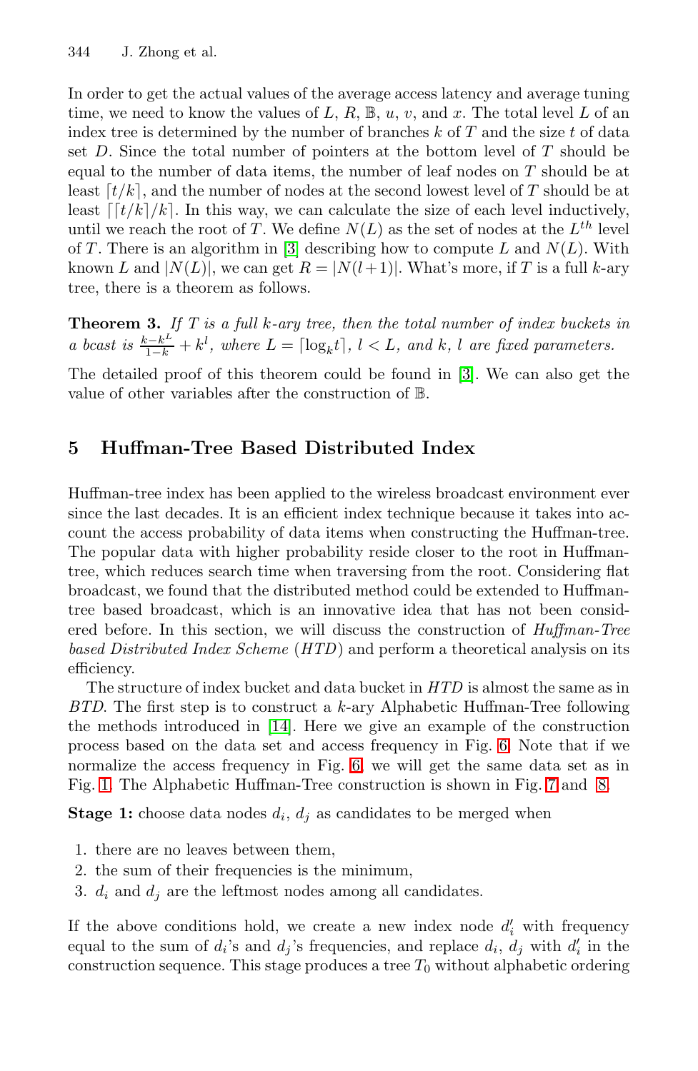In order to get the actual values of the average access latency and average tuning time, we need to know the values of $L$, $R$, $\mathbb{B}$, $u$, $v$, and $x$. The total level $L$ of an index tree is determined by the number of branches $k$ of $T$ and the size $t$ of data set $D$. Since the total number of pointers at the bottom level of $T$ should be equal to the number of data items, the number of leaf nodes on $T$ should be at least $\lceil t/k \rceil$, and the number of nodes at the second lowest level of $T$ should be at least $\lceil \lceil t/k \rceil /k \rceil$. In this way, we can calculate the size of each level inductively, until we reach the root of $T$. We define $N(L)$ as the set of nodes at the $L^{th}$ level of $T$. There is an algorithm in [3] describing how to compute $L$ and $N(L)$. With known $L$ and $|N(L)|$, we can get $R = |N(l+1)|$. What's more, if $T$ is a full $k$-ary tree, there is a theorem as follows.

**Theorem 3.** *If $T$ is a full k-ary tree, then the total number of index buckets in a bcast is* $\frac{k-k^L}{1-k} + k^l$*, where* $L = \lceil \log_k t \rceil$*,* $l < L$*, and* $k$*,* $l$ *are fixed parameters.*

The detailed proof of this theorem could be found in [3]. We can also get the value of other variables after the construction of $\mathbb{B}$.

## 5 Huffman-Tree Based Distributed Index

Huffman-tree index has been applied to the wireless broadcast environment ever since the last decades. It is an efficient index technique because it takes into account the access probability of data items when constructing the Huffman-tree. The popular data with higher probability reside closer to the root in Huffman-tree, which reduces search time when traversing from the root. Considering flat broadcast, we found that the distributed method could be extended to Huffman-tree based broadcast, which is an innovative idea that has not been considered before. In this section, we will discuss the construction of *Huffman-Tree based Distributed Index Scheme* (*HTD*) and perform a theoretical analysis on its efficiency.

The structure of index bucket and data bucket in *HTD* is almost the same as in *BTD*. The first step is to construct a $k$-ary Alphabetic Huffman-Tree following the methods introduced in [14]. Here we give an example of the construction process based on the data set and access frequency in Fig. 6. Note that if we normalize the access frequency in Fig. 6, we will get the same data set as in Fig. 1. The Alphabetic Huffman-Tree construction is shown in Fig. 7 and 8.

**Stage 1:** choose data nodes $d_i$, $d_j$ as candidates to be merged when

1. there are no leaves between them,
2. the sum of their frequencies is the minimum,
3. $d_i$ and $d_j$ are the leftmost nodes among all candidates.

If the above conditions hold, we create a new index node $d_i'$ with frequency equal to the sum of $d_i$'s and $d_j$'s frequencies, and replace $d_i$, $d_j$ with $d_i'$ in the construction sequence. This stage produces a tree $T_0$ without alphabetic ordering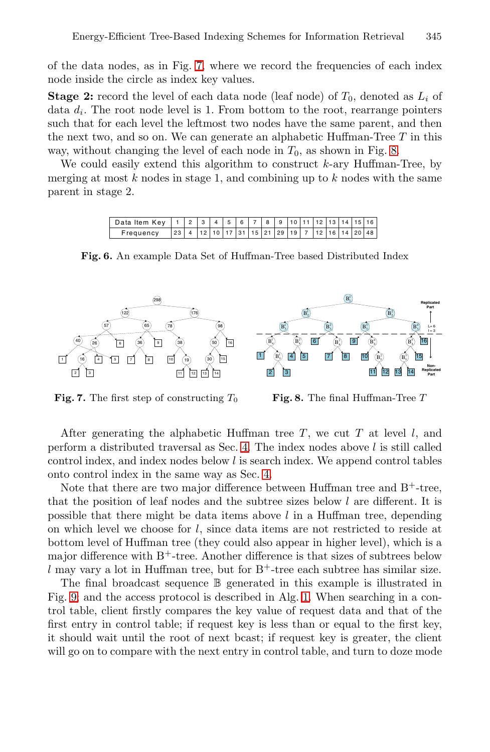of the data nodes, as in Fig. 7, where we record the frequencies of each index node inside the circle as index key values.

**Stage 2:** record the level of each data node (leaf node) of $T_0$, denoted as $L_i$ of data $d_i$. The root node level is 1. From bottom to the root, rearrange pointers such that for each level the leftmost two nodes have the same parent, and then the next two, and so on. We can generate an alphabetic Huffman-Tree $T$ in this way, without changing the level of each node in $T_0$, as shown in Fig. 8.

We could easily extend this algorithm to construct $k$-ary Huffman-Tree, by merging at most $k$ nodes in stage 1, and combining up to $k$ nodes with the same parent in stage 2.

| Data Item Key | 1 | 2 | 3 | 4 | 5 | 6 | 7 | 8 | 9 | 10 | 11 | 12 | 13 | 14 | 15 | 16 |
|---|---|---|---|---|---|---|---|---|---|---|---|---|---|---|---|---|
| Frequency | 23 | 4 | 12 | 10 | 17 | 31 | 15 | 21 | 29 | 19 | 7 | 12 | 16 | 14 | 20 | 48 |

**Fig. 6.** An example Data Set of Huffman-Tree based Distributed Index

**Fig. 7.** The first step of constructing $T_0$

**Fig. 8.** The final Huffman-Tree $T$

After generating the alphabetic Huffman tree $T$, we cut $T$ at level $l$, and perform a distributed traversal as Sec. 4. The index nodes above $l$ is still called control index, and index nodes below $l$ is search index. We append control tables onto control index in the same way as Sec. 4.

Note that there are two major difference between Huffman tree and B$^+$-tree, that the position of leaf nodes and the subtree sizes below $l$ are different. It is possible that there might be data items above $l$ in a Huffman tree, depending on which level we choose for $l$, since data items are not restricted to reside at bottom level of Huffman tree (they could also appear in higher level), which is a major difference with B$^+$-tree. Another difference is that sizes of subtrees below $l$ may vary a lot in Huffman tree, but for B$^+$-tree each subtree has similar size.

The final broadcast sequence $\mathbb{B}$ generated in this example is illustrated in Fig. 9; and the access protocol is described in Alg. 1. When searching in a control table, client firstly compares the key value of request data and that of the first entry in control table; if request key is less than or equal to the first key, it should wait until the root of next bcast; if request key is greater, the client will go on to compare with the next entry in control table, and turn to doze mode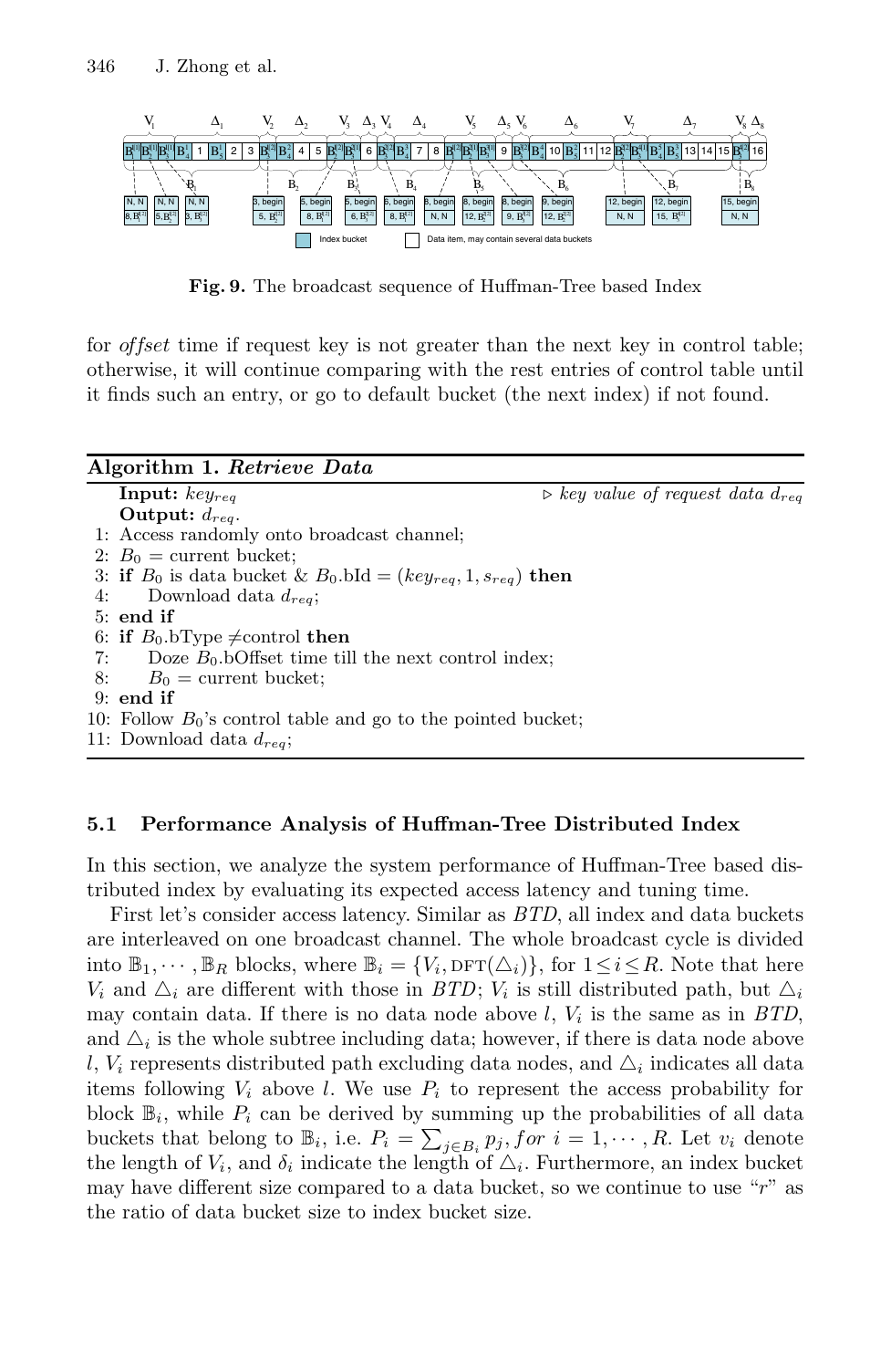**Fig. 9.** The broadcast sequence of Huffman-Tree based Index

for *offset* time if request key is not greater than the next key in control table; otherwise, it will continue comparing with the rest entries of control table until it finds such an entry, or go to default bucket (the next index) if not found.

---

**Algorithm 1.** ***Retrieve Data***

---

**Input:** $key_{req}$ ▷ *key value of request data* $d_{req}$

**Output:** $d_{req}$.

1: Access randomly onto broadcast channel;
2: $B_0$ = current bucket;
3: **if** $B_0$ is data bucket & $B_0$.bId $= (key_{req}, 1, s_{req})$ **then**
4: Download data $d_{req}$;
5: **end if**
6: **if** $B_0$.bType ≠control **then**
7: Doze $B_0$.bOffset time till the next control index;
8: $B_0$ = current bucket;
9: **end if**
10: Follow $B_0$'s control table and go to the pointed bucket;
11: Download data $d_{req}$;

---

### 5.1 Performance Analysis of Huffman-Tree Distributed Index

In this section, we analyze the system performance of Huffman-Tree based distributed index by evaluating its expected access latency and tuning time.

First let's consider access latency. Similar as *BTD*, all index and data buckets are interleaved on one broadcast channel. The whole broadcast cycle is divided into $\mathbb{B}_1, \cdots, \mathbb{B}_R$ blocks, where $\mathbb{B}_i = \{V_i, \text{DFT}(\triangle_i)\}$, for $1 \le i \le R$. Note that here $V_i$ and $\triangle_i$ are different with those in *BTD*; $V_i$ is still distributed path, but $\triangle_i$ may contain data. If there is no data node above $l$, $V_i$ is the same as in *BTD*, and $\triangle_i$ is the whole subtree including data; however, if there is data node above $l$, $V_i$ represents distributed path excluding data nodes, and $\triangle_i$ indicates all data items following $V_i$ above $l$. We use $P_i$ to represent the access probability for block $\mathbb{B}_i$, while $P_i$ can be derived by summing up the probabilities of all data buckets that belong to $\mathbb{B}_i$, i.e. $P_i = \sum_{j \in B_i} p_j, for\ i = 1, \cdots, R$. Let $v_i$ denote the length of $V_i$, and $\delta_i$ indicate the length of $\triangle_i$. Furthermore, an index bucket may have different size compared to a data bucket, so we continue to use "$r$" as the ratio of data bucket size to index bucket size.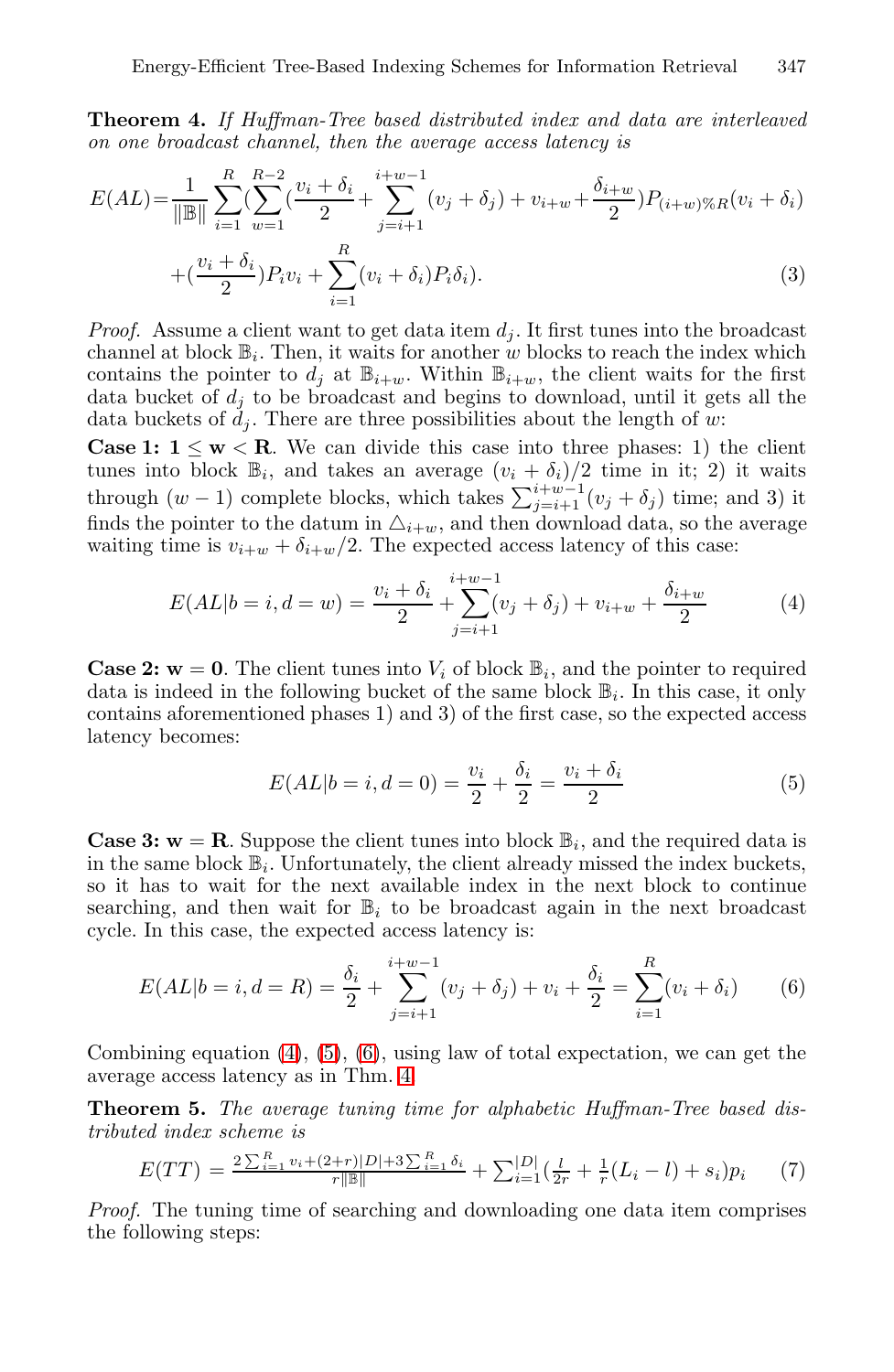**Theorem 4.** *If Huffman-Tree based distributed index and data are interleaved on one broadcast channel, then the average access latency is*

$$E(AL) = \frac{1}{\|\mathbb{B}\|}\sum_{i=1}^{R}(\sum_{w=1}^{R-2}(\frac{v_i+\delta_i}{2} + \sum_{j=i+1}^{i+w-1}(v_j+\delta_j) + v_{i+w} + \frac{\delta_{i+w}}{2})P_{(i+w)\%R}(v_i+\delta_i)$$
$$+(\frac{v_i+\delta_i}{2})P_i v_i + \sum_{i=1}^{R}(v_i+\delta_i)P_i\delta_i). \tag{3}$$

*Proof.* Assume a client want to get data item $d_j$. It first tunes into the broadcast channel at block $\mathbb{B}_i$. Then, it waits for another $w$ blocks to reach the index which contains the pointer to $d_j$ at $\mathbb{B}_{i+w}$. Within $\mathbb{B}_{i+w}$, the client waits for the first data bucket of $d_j$ to be broadcast and begins to download, until it gets all the data buckets of $d_j$. There are three possibilities about the length of $w$:

**Case 1: $\mathbf{1 \leq w < R}$.** We can divide this case into three phases: 1) the client tunes into block $\mathbb{B}_i$, and takes an average $(v_i + \delta_i)/2$ time in it; 2) it waits through $(w-1)$ complete blocks, which takes $\sum_{j=i+1}^{i+w-1}(v_j + \delta_j)$ time; and 3) it finds the pointer to the datum in $\triangle_{i+w}$, and then download data, so the average waiting time is $v_{i+w} + \delta_{i+w}/2$. The expected access latency of this case:

$$E(AL|b=i, d=w) = \frac{v_i+\delta_i}{2} + \sum_{j=i+1}^{i+w-1}(v_j+\delta_j) + v_{i+w} + \frac{\delta_{i+w}}{2} \tag{4}$$

**Case 2: $\mathbf{w = 0}$.** The client tunes into $V_i$ of block $\mathbb{B}_i$, and the pointer to required data is indeed in the following bucket of the same block $\mathbb{B}_i$. In this case, it only contains aforementioned phases 1) and 3) of the first case, so the expected access latency becomes:

$$E(AL|b=i, d=0) = \frac{v_i}{2} + \frac{\delta_i}{2} = \frac{v_i+\delta_i}{2} \tag{5}$$

**Case 3: $\mathbf{w = R}$.** Suppose the client tunes into block $\mathbb{B}_i$, and the required data is in the same block $\mathbb{B}_i$. Unfortunately, the client already missed the index buckets, so it has to wait for the next available index in the next block to continue searching, and then wait for $\mathbb{B}_i$ to be broadcast again in the next broadcast cycle. In this case, the expected access latency is:

$$E(AL|b=i, d=R) = \frac{\delta_i}{2} + \sum_{j=i+1}^{i+w-1}(v_j+\delta_j) + v_i + \frac{\delta_i}{2} = \sum_{i=1}^{R}(v_i+\delta_i) \tag{6}$$

Combining equation (4), (5), (6), using law of total expectation, we can get the average access latency as in Thm. 4

**Theorem 5.** *The average tuning time for alphabetic Huffman-Tree based distributed index scheme is*

$$E(TT) = \frac{2\sum_{i=1}^{R}v_i + (2+r)|D| + 3\sum_{i=1}^{R}\delta_i}{r\|\mathbb{B}\|} + \sum_{i=1}^{|D|}(\frac{l}{2r} + \frac{1}{r}(L_i - l) + s_i)p_i \tag{7}$$

*Proof.* The tuning time of searching and downloading one data item comprises the following steps: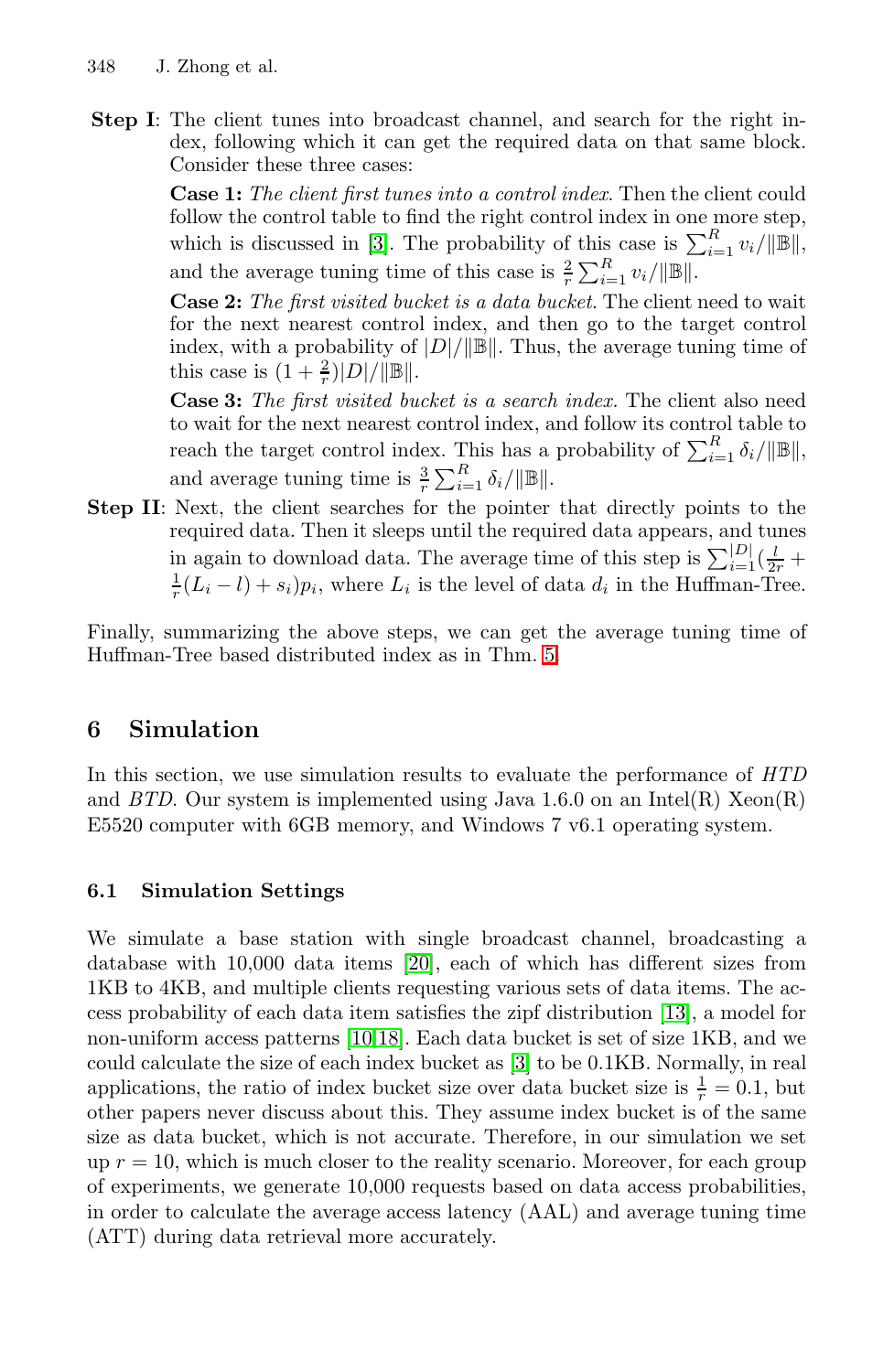**Step I**: The client tunes into broadcast channel, and search for the right index, following which it can get the required data on that same block. Consider these three cases:

**Case 1:** *The client first tunes into a control index.* Then the client could follow the control table to find the right control index in one more step, which is discussed in [3]. The probability of this case is $\sum_{i=1}^{R} v_i/\|\mathbb{B}\|$, and the average tuning time of this case is $\frac{2}{r}\sum_{i=1}^{R} v_i/\|\mathbb{B}\|$.

**Case 2:** *The first visited bucket is a data bucket.* The client need to wait for the next nearest control index, and then go to the target control index, with a probability of $|D|/\|\mathbb{B}\|$. Thus, the average tuning time of this case is $(1+\frac{2}{r})|D|/\|\mathbb{B}\|$.

**Case 3:** *The first visited bucket is a search index.* The client also need to wait for the next nearest control index, and follow its control table to reach the target control index. This has a probability of $\sum_{i=1}^{R} \delta_i/\|\mathbb{B}\|$, and average tuning time is $\frac{3}{r}\sum_{i=1}^{R} \delta_i/\|\mathbb{B}\|$.

**Step II**: Next, the client searches for the pointer that directly points to the required data. Then it sleeps until the required data appears, and tunes in again to download data. The average time of this step is $\sum_{i=1}^{|D|}(\frac{l}{2r}+\frac{1}{r}(L_i-l)+s_i)p_i$, where $L_i$ is the level of data $d_i$ in the Huffman-Tree.

Finally, summarizing the above steps, we can get the average tuning time of Huffman-Tree based distributed index as in Thm. 5.

## 6 Simulation

In this section, we use simulation results to evaluate the performance of *HTD* and *BTD*. Our system is implemented using Java 1.6.0 on an Intel(R) Xeon(R) E5520 computer with 6GB memory, and Windows 7 v6.1 operating system.

### 6.1 Simulation Settings

We simulate a base station with single broadcast channel, broadcasting a database with 10,000 data items [20], each of which has different sizes from 1KB to 4KB, and multiple clients requesting various sets of data items. The access probability of each data item satisfies the zipf distribution [13], a model for non-uniform access patterns [10,18]. Each data bucket is set of size 1KB, and we could calculate the size of each index bucket as [3] to be 0.1KB. Normally, in real applications, the ratio of index bucket size over data bucket size is $\frac{1}{r}=0.1$, but other papers never discuss about this. They assume index bucket is of the same size as data bucket, which is not accurate. Therefore, in our simulation we set up $r=10$, which is much closer to the reality scenario. Moreover, for each group of experiments, we generate 10,000 requests based on data access probabilities, in order to calculate the average access latency (AAL) and average tuning time (ATT) during data retrieval more accurately.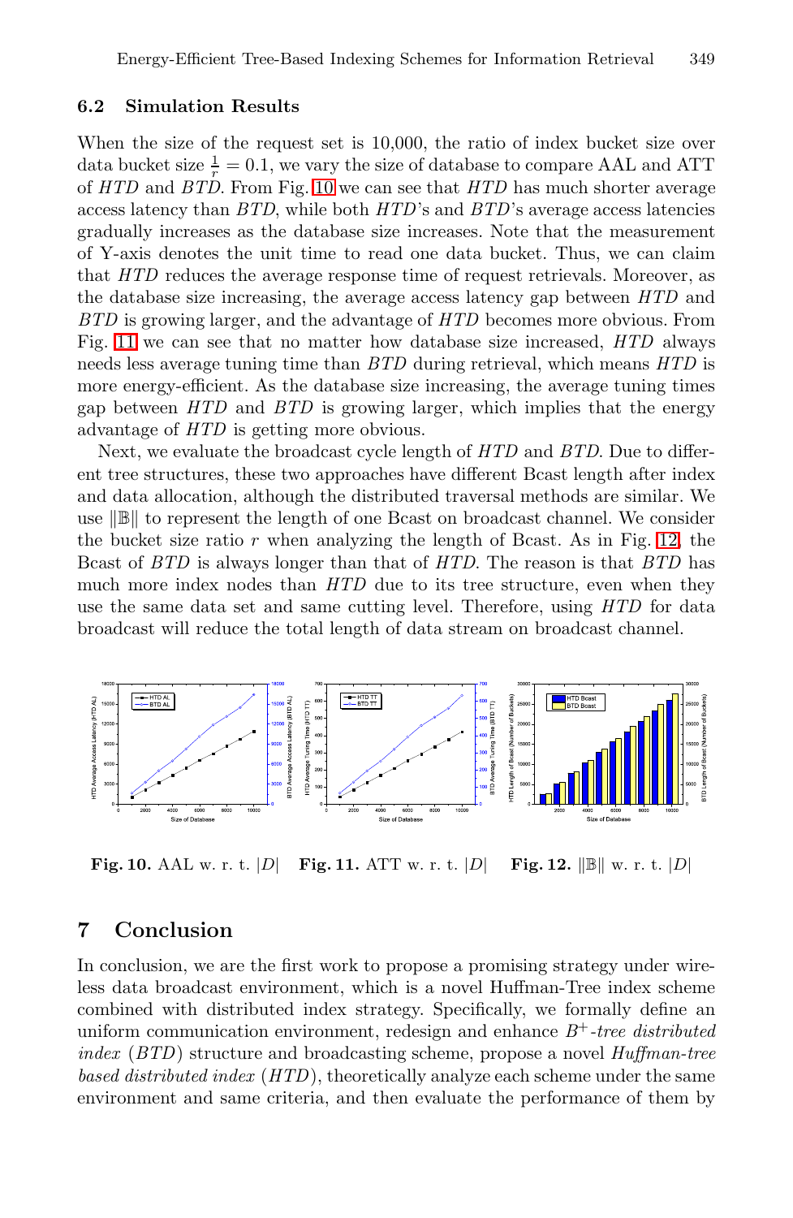### 6.2 Simulation Results

When the size of the request set is 10,000, the ratio of index bucket size over data bucket size $\frac{1}{r} = 0.1$, we vary the size of database to compare AAL and ATT of *HTD* and *BTD*. From Fig. 10 we can see that *HTD* has much shorter average access latency than *BTD*, while both *HTD*'s and *BTD*'s average access latencies gradually increases as the database size increases. Note that the measurement of Y-axis denotes the unit time to read one data bucket. Thus, we can claim that *HTD* reduces the average response time of request retrievals. Moreover, as the database size increasing, the average access latency gap between *HTD* and *BTD* is growing larger, and the advantage of *HTD* becomes more obvious. From Fig. 11 we can see that no matter how database size increased, *HTD* always needs less average tuning time than *BTD* during retrieval, which means *HTD* is more energy-efficient. As the database size increasing, the average tuning times gap between *HTD* and *BTD* is growing larger, which implies that the energy advantage of *HTD* is getting more obvious.

Next, we evaluate the broadcast cycle length of *HTD* and *BTD*. Due to different tree structures, these two approaches have different Bcast length after index and data allocation, although the distributed traversal methods are similar. We use $\|\mathbb{B}\|$ to represent the length of one Bcast on broadcast channel. We consider the bucket size ratio $r$ when analyzing the length of Bcast. As in Fig. 12, the Bcast of *BTD* is always longer than that of *HTD*. The reason is that *BTD* has much more index nodes than *HTD* due to its tree structure, even when they use the same data set and same cutting level. Therefore, using *HTD* for data broadcast will reduce the total length of data stream on broadcast channel.

**Fig. 10.** AAL w. r. t. $|D|$ **Fig. 11.** ATT w. r. t. $|D|$ **Fig. 12.** $\|\mathbb{B}\|$ w. r. t. $|D|$

## 7 Conclusion

In conclusion, we are the first work to propose a promising strategy under wireless data broadcast environment, which is a novel Huffman-Tree index scheme combined with distributed index strategy. Specifically, we formally define an uniform communication environment, redesign and enhance *$B^+$-tree distributed index* (*BTD*) structure and broadcasting scheme, propose a novel *Huffman-tree based distributed index* (*HTD*), theoretically analyze each scheme under the same environment and same criteria, and then evaluate the performance of them by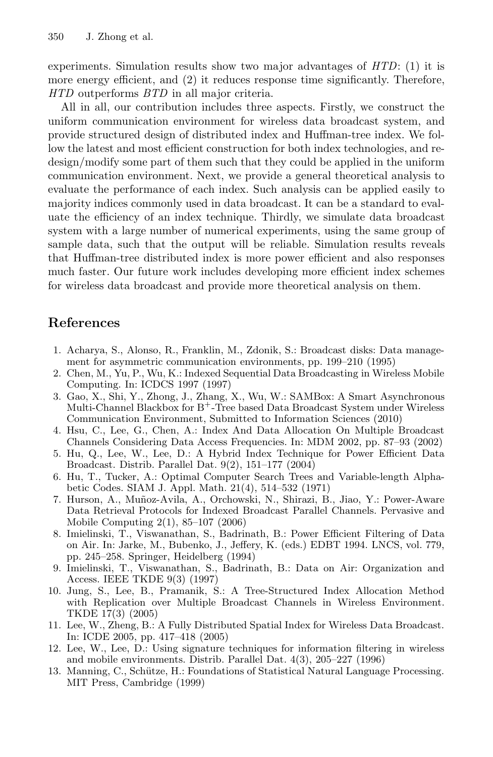experiments. Simulation results show two major advantages of *HTD*: (1) it is more energy efficient, and (2) it reduces response time significantly. Therefore, *HTD* outperforms *BTD* in all major criteria.

All in all, our contribution includes three aspects. Firstly, we construct the uniform communication environment for wireless data broadcast system, and provide structured design of distributed index and Huffman-tree index. We follow the latest and most efficient construction for both index technologies, and redesign/modify some part of them such that they could be applied in the uniform communication environment. Next, we provide a general theoretical analysis to evaluate the performance of each index. Such analysis can be applied easily to majority indices commonly used in data broadcast. It can be a standard to evaluate the efficiency of an index technique. Thirdly, we simulate data broadcast system with a large number of numerical experiments, using the same group of sample data, such that the output will be reliable. Simulation results reveals that Huffman-tree distributed index is more power efficient and also responses much faster. Our future work includes developing more efficient index schemes for wireless data broadcast and provide more theoretical analysis on them.

## References

1. Acharya, S., Alonso, R., Franklin, M., Zdonik, S.: Broadcast disks: Data management for asymmetric communication environments, pp. 199–210 (1995)
2. Chen, M., Yu, P., Wu, K.: Indexed Sequential Data Broadcasting in Wireless Mobile Computing. In: ICDCS 1997 (1997)
3. Gao, X., Shi, Y., Zhong, J., Zhang, X., Wu, W.: SAMBox: A Smart Asynchronous Multi-Channel Blackbox for $B^+$-Tree based Data Broadcast System under Wireless Communication Environment, Submitted to Information Sciences (2010)
4. Hsu, C., Lee, G., Chen, A.: Index And Data Allocation On Multiple Broadcast Channels Considering Data Access Frequencies. In: MDM 2002, pp. 87–93 (2002)
5. Hu, Q., Lee, W., Lee, D.: A Hybrid Index Technique for Power Efficient Data Broadcast. Distrib. Parallel Dat. 9(2), 151–177 (2004)
6. Hu, T., Tucker, A.: Optimal Computer Search Trees and Variable-length Alphabetic Codes. SIAM J. Appl. Math. 21(4), 514–532 (1971)
7. Hurson, A., Muñoz-Avila, A., Orchowski, N., Shirazi, B., Jiao, Y.: Power-Aware Data Retrieval Protocols for Indexed Broadcast Parallel Channels. Pervasive and Mobile Computing 2(1), 85–107 (2006)
8. Imielinski, T., Viswanathan, S., Badrinath, B.: Power Efficient Filtering of Data on Air. In: Jarke, M., Bubenko, J., Jeffery, K. (eds.) EDBT 1994. LNCS, vol. 779, pp. 245–258. Springer, Heidelberg (1994)
9. Imielinski, T., Viswanathan, S., Badrinath, B.: Data on Air: Organization and Access. IEEE TKDE 9(3) (1997)
10. Jung, S., Lee, B., Pramanik, S.: A Tree-Structured Index Allocation Method with Replication over Multiple Broadcast Channels in Wireless Environment. TKDE 17(3) (2005)
11. Lee, W., Zheng, B.: A Fully Distributed Spatial Index for Wireless Data Broadcast. In: ICDE 2005, pp. 417–418 (2005)
12. Lee, W., Lee, D.: Using signature techniques for information filtering in wireless and mobile environments. Distrib. Parallel Dat. 4(3), 205–227 (1996)
13. Manning, C., Schütze, H.: Foundations of Statistical Natural Language Processing. MIT Press, Cambridge (1999)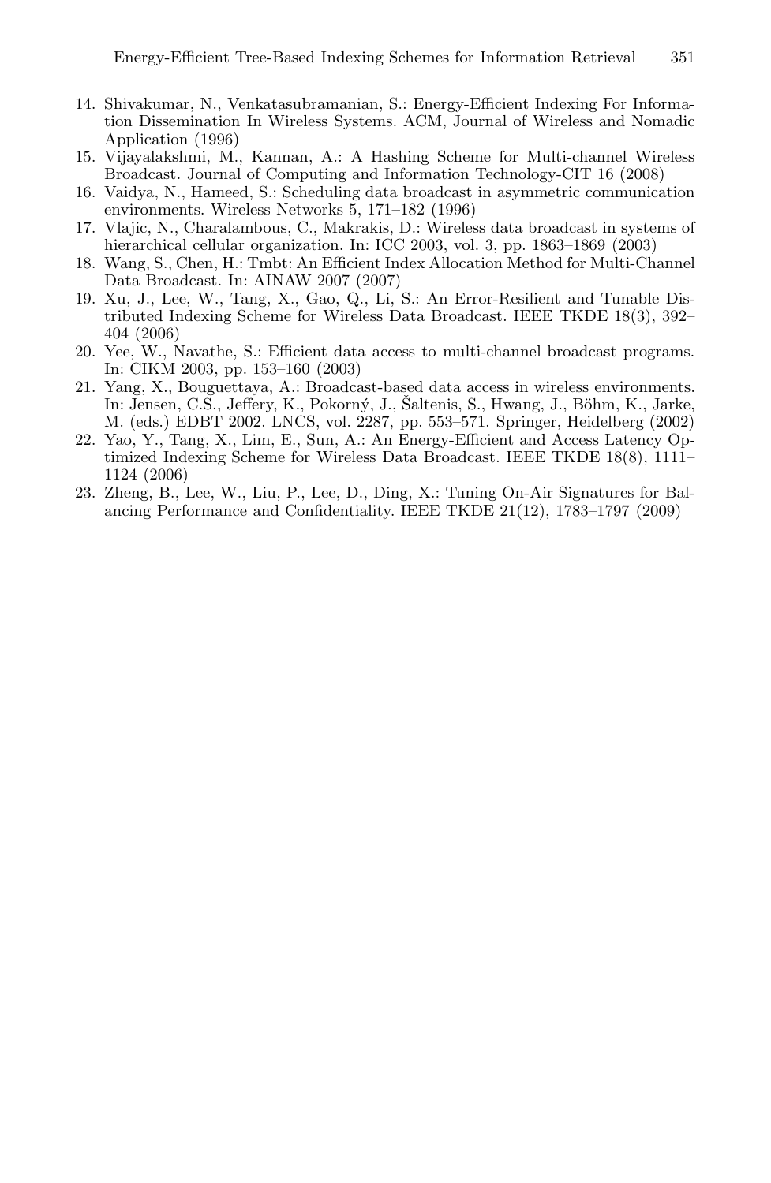14. Shivakumar, N., Venkatasubramanian, S.: Energy-Efficient Indexing For Information Dissemination In Wireless Systems. ACM, Journal of Wireless and Nomadic Application (1996)
15. Vijayalakshmi, M., Kannan, A.: A Hashing Scheme for Multi-channel Wireless Broadcast. Journal of Computing and Information Technology-CIT 16 (2008)
16. Vaidya, N., Hameed, S.: Scheduling data broadcast in asymmetric communication environments. Wireless Networks 5, 171–182 (1996)
17. Vlajic, N., Charalambous, C., Makrakis, D.: Wireless data broadcast in systems of hierarchical cellular organization. In: ICC 2003, vol. 3, pp. 1863–1869 (2003)
18. Wang, S., Chen, H.: Tmbt: An Efficient Index Allocation Method for Multi-Channel Data Broadcast. In: AINAW 2007 (2007)
19. Xu, J., Lee, W., Tang, X., Gao, Q., Li, S.: An Error-Resilient and Tunable Distributed Indexing Scheme for Wireless Data Broadcast. IEEE TKDE 18(3), 392–404 (2006)
20. Yee, W., Navathe, S.: Efficient data access to multi-channel broadcast programs. In: CIKM 2003, pp. 153–160 (2003)
21. Yang, X., Bouguettaya, A.: Broadcast-based data access in wireless environments. In: Jensen, C.S., Jeffery, K., Pokorný, J., Šaltenis, S., Hwang, J., Böhm, K., Jarke, M. (eds.) EDBT 2002. LNCS, vol. 2287, pp. 553–571. Springer, Heidelberg (2002)
22. Yao, Y., Tang, X., Lim, E., Sun, A.: An Energy-Efficient and Access Latency Optimized Indexing Scheme for Wireless Data Broadcast. IEEE TKDE 18(8), 1111–1124 (2006)
23. Zheng, B., Lee, W., Liu, P., Lee, D., Ding, X.: Tuning On-Air Signatures for Balancing Performance and Confidentiality. IEEE TKDE 21(12), 1783–1797 (2009)